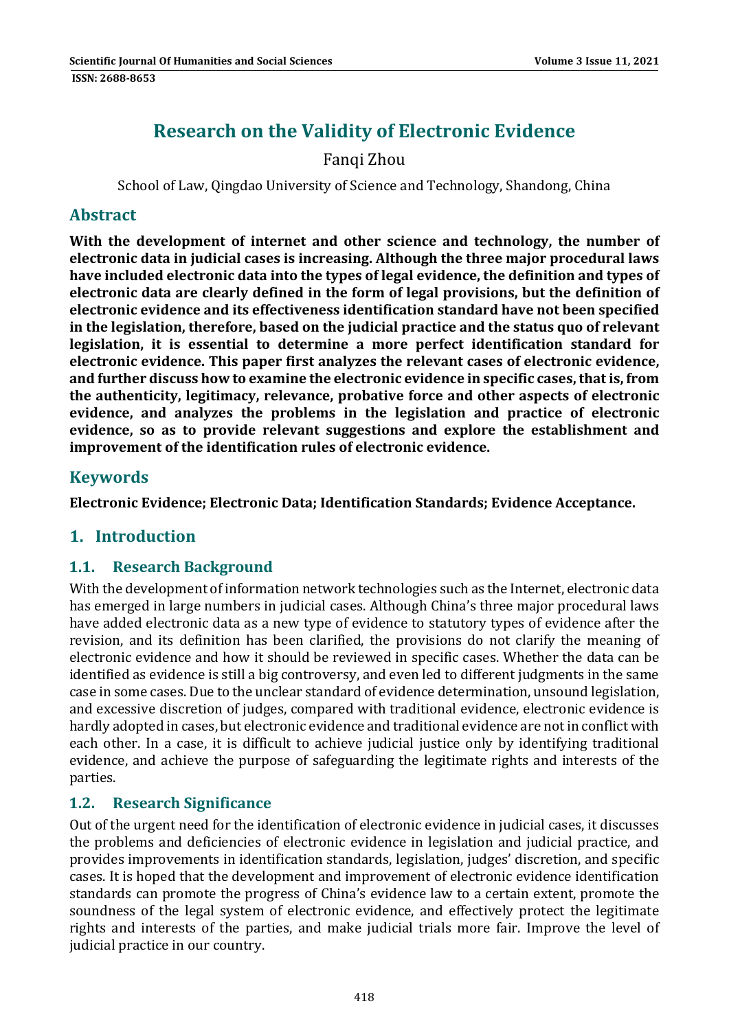# Research on the Validity of Electronic Evidence

Fanqi Zhou

School of Law, Qingdao University of Science and Technology, Shandong, China

## Abstract

**With the development of internet and other science and technology, the number of electronic data in judicial cases is increasing. Although the three major procedural laws have included electronic data into the types of legal evidence, the definition and types of electronic data are clearly defined in the form of legal provisions, but the definition of electronic evidence and its effectiveness identification standard have not been specified in the legislation, therefore, based on the judicial practice and the status quo of relevant legislation, it is essential to determine a more perfect identification standard for electronic evidence. This paper first analyzes the relevant cases of electronic evidence, and further discuss how to examine the electronic evidence in specific cases, that is, from the authenticity, legitimacy, relevance, probative force and other aspects of electronic evidence, and analyzes the problems in the legislation and practice of electronic evidence, so as to provide relevant suggestions and explore the establishment and improvement of the identification rules of electronic evidence.**

## Keywords

**Electronic Evidence; Electronic Data; Identification Standards; Evidence Acceptance.**

## 1. Introduction

### 1.1. Research Background

With the development of information network technologies such as the Internet, electronic data has emerged in large numbers in judicial cases. Although China's three major procedural laws have added electronic data as a new type of evidence to statutory types of evidence after the revision, and its definition has been clarified, the provisions do not clarify the meaning of electronic evidence and how it should be reviewed in specific cases. Whether the data can be identified as evidence is still a big controversy, and even led to different judgments in the same case in some cases. Due to the unclear standard of evidence determination, unsound legislation, and excessive discretion of judges, compared with traditional evidence, electronic evidence is hardly adopted in cases, but electronic evidence and traditional evidence are not in conflict with each other. In a case, it is difficult to achieve judicial justice only by identifying traditional evidence, and achieve the purpose of safeguarding the legitimate rights and interests of the parties.

### 1.2. Research Significance

Out of the urgent need for the identification of electronic evidence in judicial cases, it discusses the problems and deficiencies of electronic evidence in legislation and judicial practice, and provides improvements in identification standards, legislation, judges' discretion, and specific cases. It is hoped that the development and improvement of electronic evidence identification standards can promote the progress of China's evidence law to a certain extent, promote the soundness of the legal system of electronic evidence, and effectively protect the legitimate rights and interests of the parties, and make judicial trials more fair. Improve the level of judicial practice in our country.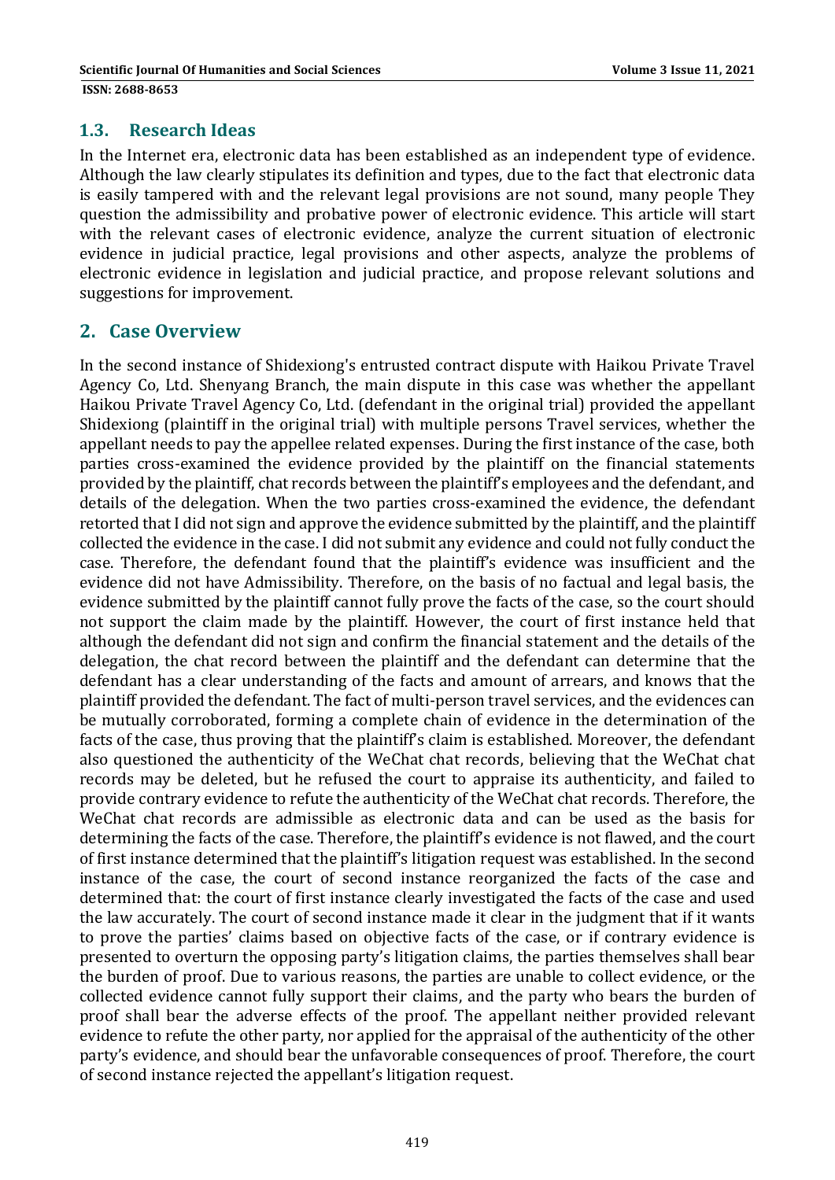## 1.3. Research Ideas

In the Internet era, electronic data has been established as an independent type of evidence. Although the law clearly stipulates its definition and types, due to the fact that electronic data is easily tampered with and the relevant legal provisions are not sound, many people They question the admissibility and probative power of electronic evidence. This article will start with the relevant cases of electronic evidence, analyze the current situation of electronic evidence in judicial practice, legal provisions and other aspects, analyze the problems of electronic evidence in legislation and judicial practice, and propose relevant solutions and suggestions for improvement.

# 2. Case Overview

In the second instance of Shidexiong's entrusted contract dispute with Haikou Private Travel Agency Co, Ltd. Shenyang Branch, the main dispute in this case was whether the appellant Haikou Private Travel Agency Co, Ltd. (defendant in the original trial) provided the appellant Shidexiong (plaintiff in the original trial) with multiple persons Travel services, whether the appellant needs to pay the appellee related expenses. During the first instance of the case, both parties cross-examined the evidence provided by the plaintiff on the financial statements provided by the plaintiff, chat records between the plaintiff's employees and the defendant, and details of the delegation. When the two parties cross-examined the evidence, the defendant retorted that I did not sign and approve the evidence submitted by the plaintiff, and the plaintiff collected the evidence in the case. I did not submit any evidence and could not fully conduct the case. Therefore, the defendant found that the plaintiff's evidence was insufficient and the evidence did not have Admissibility. Therefore, on the basis of no factual and legal basis, the evidence submitted by the plaintiff cannot fully prove the facts of the case, so the court should not support the claim made by the plaintiff. However, the court of first instance held that although the defendant did not sign and confirm the financial statement and the details of the delegation, the chat record between the plaintiff and the defendant can determine that the defendant has a clear understanding of the facts and amount of arrears, and knows that the plaintiff provided the defendant. The fact of multi-person travel services, and the evidences can be mutually corroborated, forming a complete chain of evidence in the determination of the facts of the case, thus proving that the plaintiff's claim is established. Moreover, the defendant also questioned the authenticity of the WeChat chat records, believing that the WeChat chat records may be deleted, but he refused the court to appraise its authenticity, and failed to provide contrary evidence to refute the authenticity of the WeChat chat records. Therefore, the WeChat chat records are admissible as electronic data and can be used as the basis for determining the facts of the case. Therefore, the plaintiff's evidence is not flawed, and the court of first instance determined that the plaintiff's litigation request was established. In the second instance of the case, the court of second instance reorganized the facts of the case and determined that: the court of first instance clearly investigated the facts of the case and used the law accurately. The court of second instance made it clear in the judgment that if it wants to prove the parties' claims based on objective facts of the case, or if contrary evidence is presented to overturn the opposing party's litigation claims, the parties themselves shall bear the burden of proof. Due to various reasons, the parties are unable to collect evidence, or the collected evidence cannot fully support their claims, and the party who bears the burden of proof shall bear the adverse effects of the proof. The appellant neither provided relevant evidence to refute the other party, nor applied for the appraisal of the authenticity of the other party's evidence, and should bear the unfavorable consequences of proof. Therefore, the court of second instance rejected the appellant's litigation request.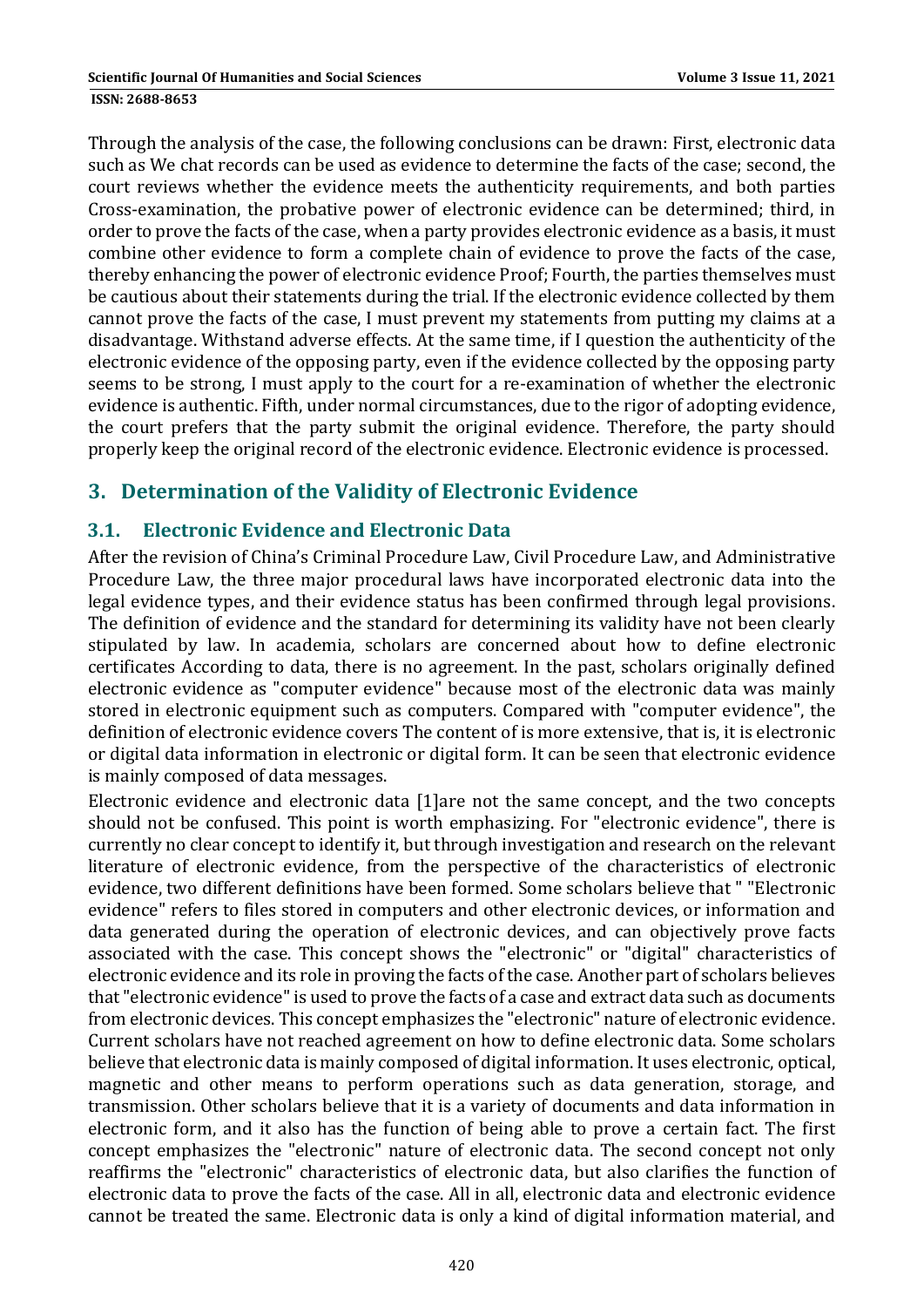Through the analysis of the case, the following conclusions can be drawn: First, electronic data such as We chat records can be used as evidence to determine the facts of the case; second, the court reviews whether the evidence meets the authenticity requirements, and both parties Cross-examination, the probative power of electronic evidence can be determined; third, in order to prove the facts of the case, when a party provides electronic evidence as a basis, it must combine other evidence to form a complete chain of evidence to prove the facts of the case, thereby enhancing the power of electronic evidence Proof; Fourth, the parties themselves must be cautious about their statements during the trial. If the electronic evidence collected by them cannot prove the facts of the case, I must prevent my statements from putting my claims at a disadvantage. Withstand adverse effects. At the same time, if I question the authenticity of the electronic evidence of the opposing party, even if the evidence collected by the opposing party seems to be strong, I must apply to the court for a re-examination of whether the electronic evidence is authentic. Fifth, under normal circumstances, due to the rigor of adopting evidence, the court prefers that the party submit the original evidence. Therefore, the party should properly keep the original record of the electronic evidence. Electronic evidence is processed.

## 3. Determination of the Validity of Electronic Evidence

### 3.1. Electronic Evidence and Electronic Data

After the revision of China's Criminal Procedure Law, Civil Procedure Law, and Administrative Procedure Law, the three major procedural laws have incorporated electronic data into the legal evidence types, and their evidence status has been confirmed through legal provisions. The definition of evidence and the standard for determining its validity have not been clearly stipulated by law. In academia, scholars are concerned about how to define electronic certificates According to data, there is no agreement. In the past, scholars originally defined electronic evidence as "computer evidence" because most of the electronic data was mainly stored in electronic equipment such as computers. Compared with "computer evidence", the definition of electronic evidence covers The content of is more extensive, that is, it is electronic or digital data information in electronic or digital form. It can be seen that electronic evidence is mainly composed of data messages.

Electronic evidence and electronic data [1]are not the same concept, and the two concepts should not be confused. This point is worth emphasizing. For "electronic evidence", there is currently no clear concept to identify it, but through investigation and research on the relevant literature of electronic evidence, from the perspective of the characteristics of electronic evidence, two different definitions have been formed. Some scholars believe that " "Electronic evidence" refers to files stored in computers and other electronic devices, or information and data generated during the operation of electronic devices, and can objectively prove facts associated with the case. This concept shows the "electronic" or "digital" characteristics of electronic evidence and its role in proving the facts of the case. Another part of scholars believes that "electronic evidence" is used to prove the facts of a case and extract data such as documents from electronic devices. This concept emphasizes the "electronic" nature of electronic evidence. Current scholars have not reached agreement on how to define electronic data. Some scholars believe that electronic data is mainly composed of digital information. It uses electronic, optical, magnetic and other means to perform operations such as data generation, storage, and transmission. Other scholars believe that it is a variety of documents and data information in electronic form, and it also has the function of being able to prove a certain fact. The first concept emphasizes the "electronic" nature of electronic data. The second concept not only reaffirms the "electronic" characteristics of electronic data, but also clarifies the function of electronic data to prove the facts of the case. All in all, electronic data and electronic evidence cannot be treated the same. Electronic data is only a kind of digital information material, and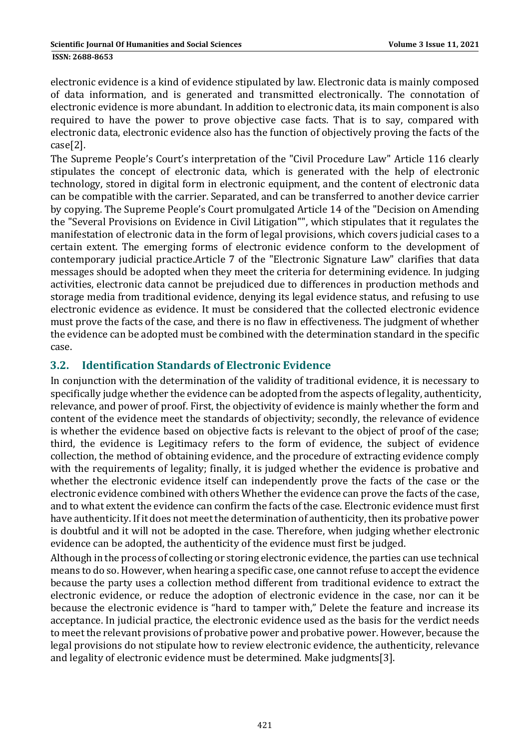electronic evidence is a kind of evidence stipulated by law. Electronic data is mainly composed of data information, and is generated and transmitted electronically. The connotation of electronic evidence is more abundant. In addition to electronic data, its main component is also required to have the power to prove objective case facts. That is to say, compared with electronic data, electronic evidence also has the function of objectively proving the facts of the case[2].

The Supreme People's Court's interpretation of the "Civil Procedure Law" Article 116 clearly stipulates the concept of electronic data, which is generated with the help of electronic technology, stored in digital form in electronic equipment, and the content of electronic data can be compatible with the carrier. Separated, and can be transferred to another device carrier by copying. The Supreme People's Court promulgated Article 14 of the "Decision on Amending the "Several Provisions on Evidence in Civil Litigation"", which stipulates that it regulates the manifestation of electronic data in the form of legal provisions, which covers judicial cases to a certain extent. The emerging forms of electronic evidence conform to the development of contemporary judicial practice.Article 7 of the "Electronic Signature Law" clarifies that data messages should be adopted when they meet the criteria for determining evidence. In judging activities, electronic data cannot be prejudiced due to differences in production methods and storage media from traditional evidence, denying its legal evidence status, and refusing to use electronic evidence as evidence. It must be considered that the collected electronic evidence must prove the facts of the case, and there is no flaw in effectiveness. The judgment of whether the evidence can be adopted must be combined with the determination standard in the specific case.

## 3.2. Identification Standards of Electronic Evidence

In conjunction with the determination of the validity of traditional evidence, it is necessary to specifically judge whether the evidence can be adopted from the aspects of legality, authenticity, relevance, and power of proof. First, the objectivity of evidence is mainly whether the form and content of the evidence meet the standards of objectivity; secondly, the relevance of evidence is whether the evidence based on objective facts is relevant to the object of proof of the case; third, the evidence is Legitimacy refers to the form of evidence, the subject of evidence collection, the method of obtaining evidence, and the procedure of extracting evidence comply with the requirements of legality; finally, it is judged whether the evidence is probative and whether the electronic evidence itself can independently prove the facts of the case or the electronic evidence combined with others Whether the evidence can prove the facts of the case, and to what extent the evidence can confirm the facts of the case. Electronic evidence must first have authenticity. If it does not meet the determination of authenticity, then its probative power is doubtful and it will not be adopted in the case. Therefore, when judging whether electronic evidence can be adopted, the authenticity of the evidence must first be judged.

Although in the process of collecting or storing electronic evidence, the parties can use technical means to do so. However, when hearing a specific case, one cannot refuse to accept the evidence because the party uses a collection method different from traditional evidence to extract the electronic evidence, or reduce the adoption of electronic evidence in the case, nor can it be because the electronic evidence is "hard to tamper with," Delete the feature and increase its acceptance. In judicial practice, the electronic evidence used as the basis for the verdict needs to meet the relevant provisions of probative power and probative power. However, because the legal provisions do not stipulate how to review electronic evidence, the authenticity, relevance and legality of electronic evidence must be determined. Make judgments[3].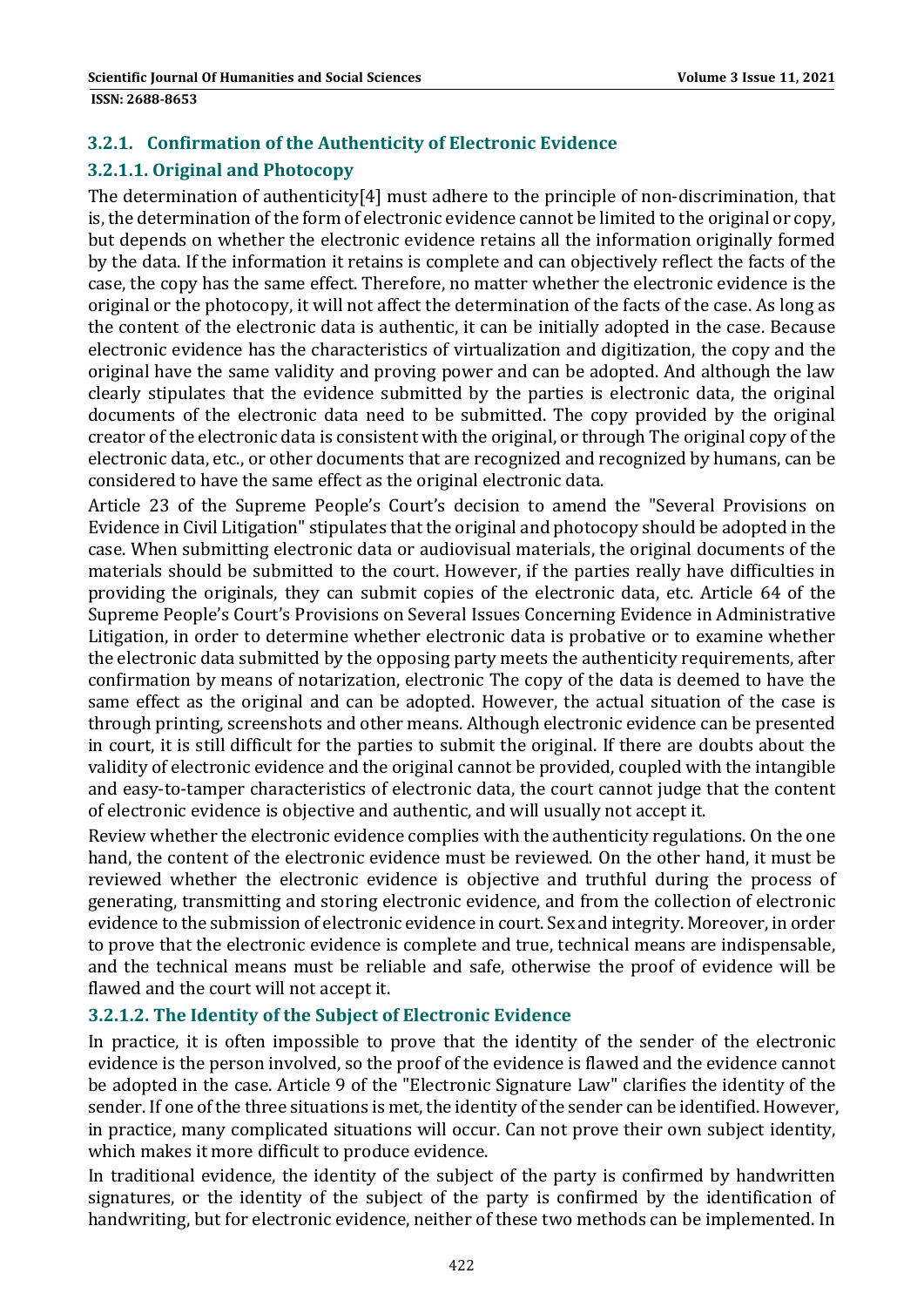### 3.2.1. Confirmation of the Authenticity of Electronic Evidence

#### 3.2.1.1. Original and Photocopy

The determination of authenticity[4] must adhere to the principle of non-discrimination, that is, the determination of the form of electronic evidence cannot be limited to the original or copy, but depends on whether the electronic evidence retains all the information originally formed by the data. If the information it retains is complete and can objectively reflect the facts of the case, the copy has the same effect. Therefore, no matter whether the electronic evidence is the original or the photocopy, it will not affect the determination of the facts of the case. As long as the content of the electronic data is authentic, it can be initially adopted in the case. Because electronic evidence has the characteristics of virtualization and digitization, the copy and the original have the same validity and proving power and can be adopted. And although the law clearly stipulates that the evidence submitted by the parties is electronic data, the original documents of the electronic data need to be submitted. The copy provided by the original creator of the electronic data is consistent with the original, or through The original copy of the electronic data, etc., or other documents that are recognized and recognized by humans, can be considered to have the same effect as the original electronic data.

Article 23 of the Supreme People's Court's decision to amend the "Several Provisions on Evidence in Civil Litigation" stipulates that the original and photocopy should be adopted in the case. When submitting electronic data or audiovisual materials, the original documents of the materials should be submitted to the court. However, if the parties really have difficulties in providing the originals, they can submit copies of the electronic data, etc. Article 64 of the Supreme People's Court's Provisions on Several Issues Concerning Evidence in Administrative Litigation, in order to determine whether electronic data is probative or to examine whether the electronic data submitted by the opposing party meets the authenticity requirements, after confirmation by means of notarization, electronic The copy of the data is deemed to have the same effect as the original and can be adopted. However, the actual situation of the case is through printing, screenshots and other means. Although electronic evidence can be presented in court, it is still difficult for the parties to submit the original. If there are doubts about the validity of electronic evidence and the original cannot be provided, coupled with the intangible and easy-to-tamper characteristics of electronic data, the court cannot judge that the content of electronic evidence is objective and authentic, and will usually not accept it.

Review whether the electronic evidence complies with the authenticity regulations. On the one hand, the content of the electronic evidence must be reviewed. On the other hand, it must be reviewed whether the electronic evidence is objective and truthful during the process of generating, transmitting and storing electronic evidence, and from the collection of electronic evidence to the submission of electronic evidence in court. Sex and integrity. Moreover, in order to prove that the electronic evidence is complete and true, technical means are indispensable, and the technical means must be reliable and safe, otherwise the proof of evidence will be flawed and the court will not accept it.

#### 3.2.1.2. The Identity of the Subject of Electronic Evidence

In practice, it is often impossible to prove that the identity of the sender of the electronic evidence is the person involved, so the proof of the evidence is flawed and the evidence cannot be adopted in the case. Article 9 of the "Electronic Signature Law" clarifies the identity of the sender. If one of the three situations is met, the identity of the sender can be identified. However, in practice, many complicated situations will occur. Can not prove their own subject identity, which makes it more difficult to produce evidence.

In traditional evidence, the identity of the subject of the party is confirmed by handwritten signatures, or the identity of the subject of the party is confirmed by the identification of handwriting, but for electronic evidence, neither of these two methods can be implemented. In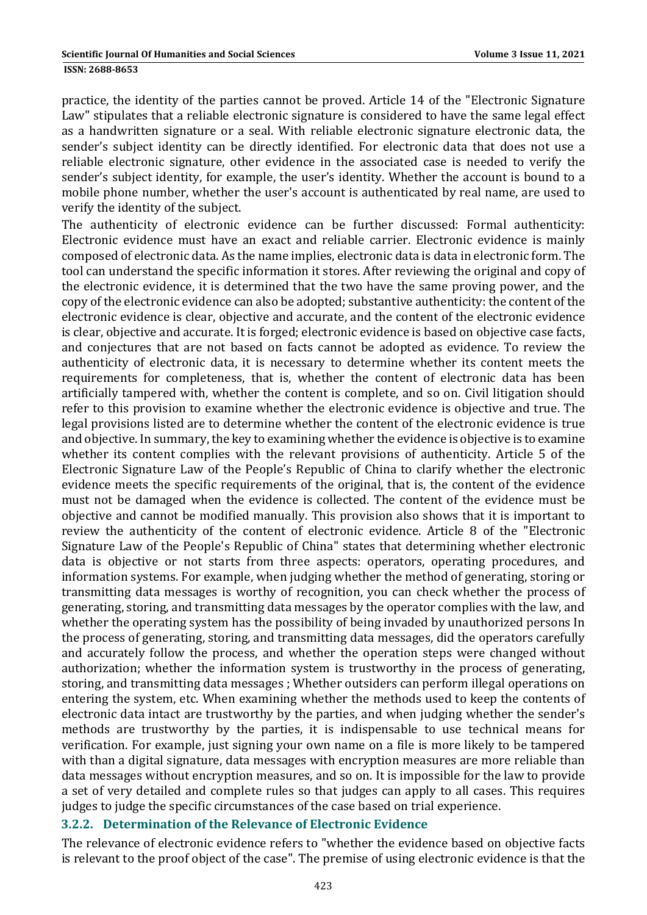practice, the identity of the parties cannot be proved. Article 14 of the "Electronic Signature Law" stipulates that a reliable electronic signature is considered to have the same legal effect as a handwritten signature or a seal. With reliable electronic signature electronic data, the sender's subject identity can be directly identified. For electronic data that does not use a reliable electronic signature, other evidence in the associated case is needed to verify the sender's subject identity, for example, the user's identity. Whether the account is bound to a mobile phone number, whether the user's account is authenticated by real name, are used to verify the identity of the subject.

The authenticity of electronic evidence can be further discussed: Formal authenticity: Electronic evidence must have an exact and reliable carrier. Electronic evidence is mainly composed of electronic data. As the name implies, electronic data is data in electronic form. The tool can understand the specific information it stores. After reviewing the original and copy of the electronic evidence, it is determined that the two have the same proving power, and the copy of the electronic evidence can also be adopted; substantive authenticity: the content of the electronic evidence is clear, objective and accurate, and the content of the electronic evidence is clear, objective and accurate. It is forged; electronic evidence is based on objective case facts, and conjectures that are not based on facts cannot be adopted as evidence. To review the authenticity of electronic data, it is necessary to determine whether its content meets the requirements for completeness, that is, whether the content of electronic data has been artificially tampered with, whether the content is complete, and so on. Civil litigation should refer to this provision to examine whether the electronic evidence is objective and true. The legal provisions listed are to determine whether the content of the electronic evidence is true and objective. In summary, the key to examining whether the evidence is objective is to examine whether its content complies with the relevant provisions of authenticity. Article 5 of the Electronic Signature Law of the People's Republic of China to clarify whether the electronic evidence meets the specific requirements of the original, that is, the content of the evidence must not be damaged when the evidence is collected. The content of the evidence must be objective and cannot be modified manually. This provision also shows that it is important to review the authenticity of the content of electronic evidence. Article 8 of the "Electronic Signature Law of the People's Republic of China" states that determining whether electronic data is objective or not starts from three aspects: operators, operating procedures, and information systems. For example, when judging whether the method of generating, storing or transmitting data messages is worthy of recognition, you can check whether the process of generating, storing, and transmitting data messages by the operator complies with the law, and whether the operating system has the possibility of being invaded by unauthorized persons In the process of generating, storing, and transmitting data messages, did the operators carefully and accurately follow the process, and whether the operation steps were changed without authorization; whether the information system is trustworthy in the process of generating, storing, and transmitting data messages ; Whether outsiders can perform illegal operations on entering the system, etc. When examining whether the methods used to keep the contents of electronic data intact are trustworthy by the parties, and when judging whether the sender's methods are trustworthy by the parties, it is indispensable to use technical means for verification. For example, just signing your own name on a file is more likely to be tampered with than a digital signature, data messages with encryption measures are more reliable than data messages without encryption measures, and so on. It is impossible for the law to provide a set of very detailed and complete rules so that judges can apply to all cases. This requires judges to judge the specific circumstances of the case based on trial experience.

### 3.2.2. Determination of the Relevance of Electronic Evidence

The relevance of electronic evidence refers to "whether the evidence based on objective facts is relevant to the proof object of the case". The premise of using electronic evidence is that the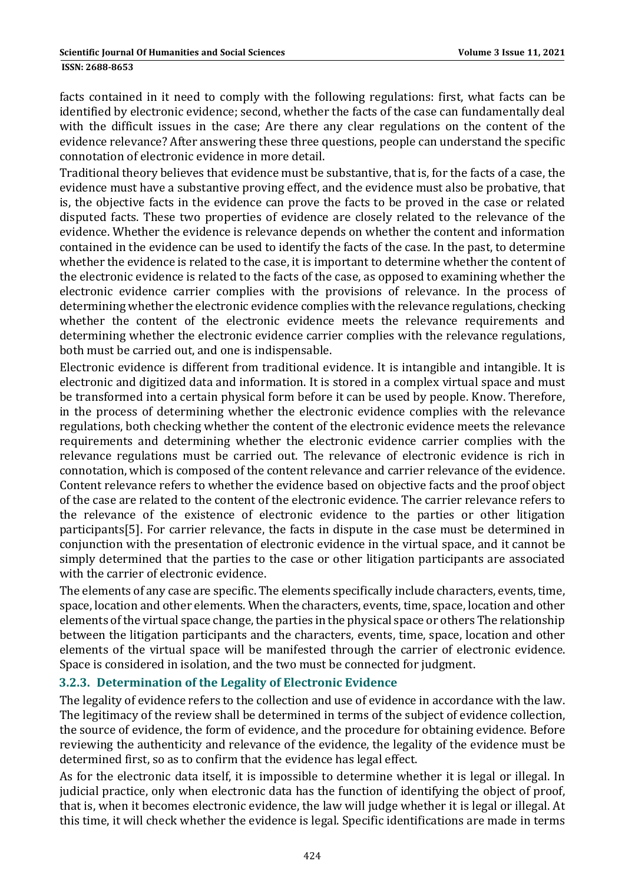facts contained in it need to comply with the following regulations: first, what facts can be identified by electronic evidence; second, whether the facts of the case can fundamentally deal with the difficult issues in the case; Are there any clear regulations on the content of the evidence relevance? After answering these three questions, people can understand the specific connotation of electronic evidence in more detail.

Traditional theory believes that evidence must be substantive, that is, for the facts of a case, the evidence must have a substantive proving effect, and the evidence must also be probative, that is, the objective facts in the evidence can prove the facts to be proved in the case or related disputed facts. These two properties of evidence are closely related to the relevance of the evidence. Whether the evidence is relevance depends on whether the content and information contained in the evidence can be used to identify the facts of the case. In the past, to determine whether the evidence is related to the case, it is important to determine whether the content of the electronic evidence is related to the facts of the case, as opposed to examining whether the electronic evidence carrier complies with the provisions of relevance. In the process of determining whether the electronic evidence complies with the relevance regulations, checking whether the content of the electronic evidence meets the relevance requirements and determining whether the electronic evidence carrier complies with the relevance regulations, both must be carried out, and one is indispensable.

Electronic evidence is different from traditional evidence. It is intangible and intangible. It is electronic and digitized data and information. It is stored in a complex virtual space and must be transformed into a certain physical form before it can be used by people. Know. Therefore, in the process of determining whether the electronic evidence complies with the relevance regulations, both checking whether the content of the electronic evidence meets the relevance requirements and determining whether the electronic evidence carrier complies with the relevance regulations must be carried out. The relevance of electronic evidence is rich in connotation, which is composed of the content relevance and carrier relevance of the evidence. Content relevance refers to whether the evidence based on objective facts and the proof object of the case are related to the content of the electronic evidence. The carrier relevance refers to the relevance of the existence of electronic evidence to the parties or other litigation participants[5]. For carrier relevance, the facts in dispute in the case must be determined in conjunction with the presentation of electronic evidence in the virtual space, and it cannot be simply determined that the parties to the case or other litigation participants are associated with the carrier of electronic evidence.

The elements of any case are specific. The elements specifically include characters, events, time, space, location and other elements. When the characters, events, time, space, location and other elements of the virtual space change, the parties in the physical space or others The relationship between the litigation participants and the characters, events, time, space, location and other elements of the virtual space will be manifested through the carrier of electronic evidence. Space is considered in isolation, and the two must be connected for judgment.

### 3.2.3. Determination of the Legality of Electronic Evidence

The legality of evidence refers to the collection and use of evidence in accordance with the law. The legitimacy of the review shall be determined in terms of the subject of evidence collection, the source of evidence, the form of evidence, and the procedure for obtaining evidence. Before reviewing the authenticity and relevance of the evidence, the legality of the evidence must be determined first, so as to confirm that the evidence has legal effect.

As for the electronic data itself, it is impossible to determine whether it is legal or illegal. In judicial practice, only when electronic data has the function of identifying the object of proof, that is, when it becomes electronic evidence, the law will judge whether it is legal or illegal. At this time, it will check whether the evidence is legal. Specific identifications are made in terms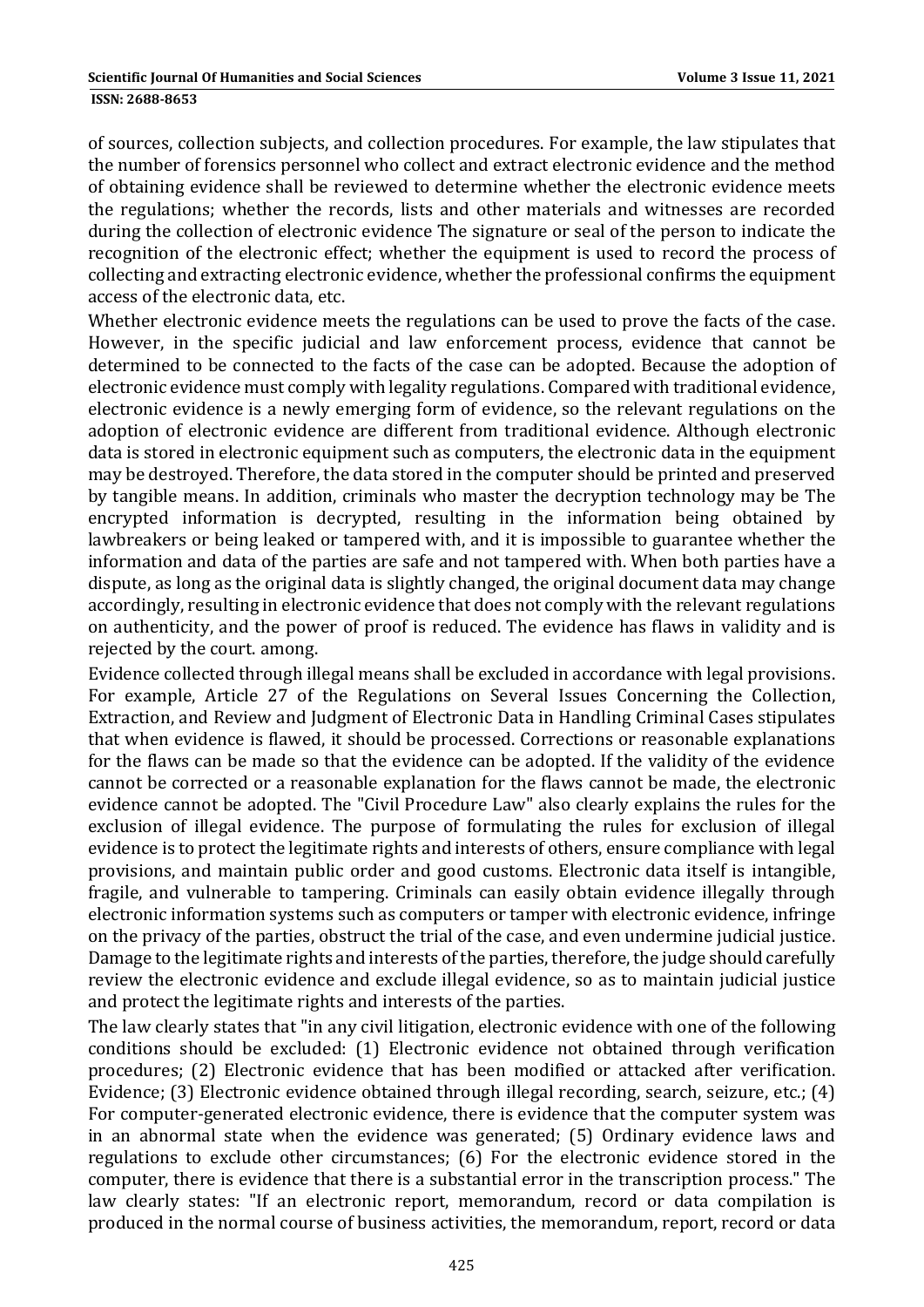of sources, collection subjects, and collection procedures. For example, the law stipulates that the number of forensics personnel who collect and extract electronic evidence and the method of obtaining evidence shall be reviewed to determine whether the electronic evidence meets the regulations; whether the records, lists and other materials and witnesses are recorded during the collection of electronic evidence The signature or seal of the person to indicate the recognition of the electronic effect; whether the equipment is used to record the process of collecting and extracting electronic evidence, whether the professional confirms the equipment access of the electronic data, etc.

Whether electronic evidence meets the regulations can be used to prove the facts of the case. However, in the specific judicial and law enforcement process, evidence that cannot be determined to be connected to the facts of the case can be adopted. Because the adoption of electronic evidence must comply with legality regulations. Compared with traditional evidence, electronic evidence is a newly emerging form of evidence, so the relevant regulations on the adoption of electronic evidence are different from traditional evidence. Although electronic data is stored in electronic equipment such as computers, the electronic data in the equipment may be destroyed. Therefore, the data stored in the computer should be printed and preserved by tangible means. In addition, criminals who master the decryption technology may be The encrypted information is decrypted, resulting in the information being obtained by lawbreakers or being leaked or tampered with, and it is impossible to guarantee whether the information and data of the parties are safe and not tampered with. When both parties have a dispute, as long as the original data is slightly changed, the original document data may change accordingly, resulting in electronic evidence that does not comply with the relevant regulations on authenticity, and the power of proof is reduced. The evidence has flaws in validity and is rejected by the court. among.

Evidence collected through illegal means shall be excluded in accordance with legal provisions. For example, Article 27 of the Regulations on Several Issues Concerning the Collection, Extraction, and Review and Judgment of Electronic Data in Handling Criminal Cases stipulates that when evidence is flawed, it should be processed. Corrections or reasonable explanations for the flaws can be made so that the evidence can be adopted. If the validity of the evidence cannot be corrected or a reasonable explanation for the flaws cannot be made, the electronic evidence cannot be adopted. The "Civil Procedure Law" also clearly explains the rules for the exclusion of illegal evidence. The purpose of formulating the rules for exclusion of illegal evidence is to protect the legitimate rights and interests of others, ensure compliance with legal provisions, and maintain public order and good customs. Electronic data itself is intangible, fragile, and vulnerable to tampering. Criminals can easily obtain evidence illegally through electronic information systems such as computers or tamper with electronic evidence, infringe on the privacy of the parties, obstruct the trial of the case, and even undermine judicial justice. Damage to the legitimate rights and interests of the parties, therefore, the judge should carefully review the electronic evidence and exclude illegal evidence, so as to maintain judicial justice and protect the legitimate rights and interests of the parties.

The law clearly states that "in any civil litigation, electronic evidence with one of the following conditions should be excluded: (1) Electronic evidence not obtained through verification procedures; (2) Electronic evidence that has been modified or attacked after verification. Evidence; (3) Electronic evidence obtained through illegal recording, search, seizure, etc.; (4) For computer-generated electronic evidence, there is evidence that the computer system was in an abnormal state when the evidence was generated; (5) Ordinary evidence laws and regulations to exclude other circumstances; (6) For the electronic evidence stored in the computer, there is evidence that there is a substantial error in the transcription process." The law clearly states: "If an electronic report, memorandum, record or data compilation is produced in the normal course of business activities, the memorandum, report, record or data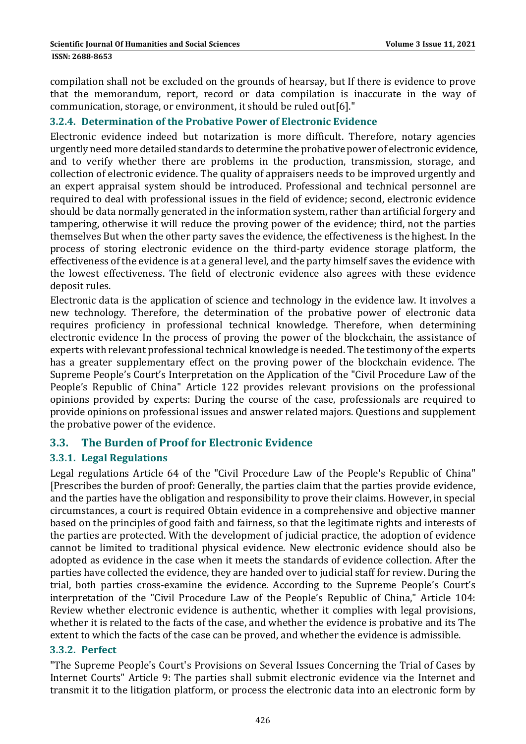compilation shall not be excluded on the grounds of hearsay, but If there is evidence to prove that the memorandum, report, record or data compilation is inaccurate in the way of communication, storage, or environment, it should be ruled out[6]."

#### 3.2.4. Determination of the Probative Power of Electronic Evidence

Electronic evidence indeed but notarization is more difficult. Therefore, notary agencies urgently need more detailed standards to determine the probative power of electronic evidence, and to verify whether there are problems in the production, transmission, storage, and collection of electronic evidence. The quality of appraisers needs to be improved urgently and an expert appraisal system should be introduced. Professional and technical personnel are required to deal with professional issues in the field of evidence; second, electronic evidence should be data normally generated in the information system, rather than artificial forgery and tampering, otherwise it will reduce the proving power of the evidence; third, not the parties themselves But when the other party saves the evidence, the effectiveness is the highest. In the process of storing electronic evidence on the third-party evidence storage platform, the effectiveness of the evidence is at a general level, and the party himself saves the evidence with the lowest effectiveness. The field of electronic evidence also agrees with these evidence deposit rules.

Electronic data is the application of science and technology in the evidence law. It involves a new technology. Therefore, the determination of the probative power of electronic data requires proficiency in professional technical knowledge. Therefore, when determining electronic evidence In the process of proving the power of the blockchain, the assistance of experts with relevant professional technical knowledge is needed. The testimony of the experts has a greater supplementary effect on the proving power of the blockchain evidence. The Supreme People's Court's Interpretation on the Application of the "Civil Procedure Law of the People's Republic of China" Article 122 provides relevant provisions on the professional opinions provided by experts: During the course of the case, professionals are required to provide opinions on professional issues and answer related majors. Questions and supplement the probative power of the evidence.

### 3.3. The Burden of Proof for Electronic Evidence

#### 3.3.1. Legal Regulations

Legal regulations Article 64 of the "Civil Procedure Law of the People's Republic of China" [Prescribes the burden of proof: Generally, the parties claim that the parties provide evidence, and the parties have the obligation and responsibility to prove their claims. However, in special circumstances, a court is required Obtain evidence in a comprehensive and objective manner based on the principles of good faith and fairness, so that the legitimate rights and interests of the parties are protected. With the development of judicial practice, the adoption of evidence cannot be limited to traditional physical evidence. New electronic evidence should also be adopted as evidence in the case when it meets the standards of evidence collection. After the parties have collected the evidence, they are handed over to judicial staff for review. During the trial, both parties cross-examine the evidence. According to the Supreme People's Court's interpretation of the "Civil Procedure Law of the People's Republic of China," Article 104: Review whether electronic evidence is authentic, whether it complies with legal provisions, whether it is related to the facts of the case, and whether the evidence is probative and its The extent to which the facts of the case can be proved, and whether the evidence is admissible.

#### 3.3.2. Perfect

"The Supreme People's Court's Provisions on Several Issues Concerning the Trial of Cases by Internet Courts" Article 9: The parties shall submit electronic evidence via the Internet and transmit it to the litigation platform, or process the electronic data into an electronic form by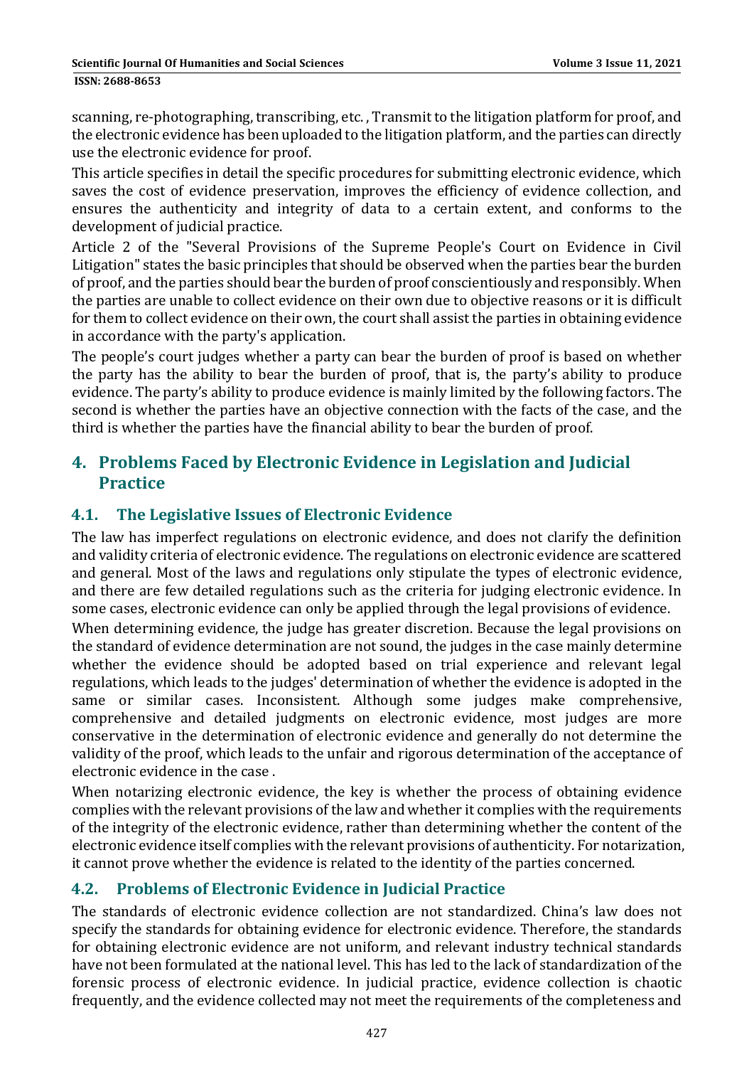scanning, re-photographing, transcribing, etc. , Transmit to the litigation platform for proof, and the electronic evidence has been uploaded to the litigation platform, and the parties can directly use the electronic evidence for proof.

This article specifies in detail the specific procedures for submitting electronic evidence, which saves the cost of evidence preservation, improves the efficiency of evidence collection, and ensures the authenticity and integrity of data to a certain extent, and conforms to the development of judicial practice.

Article 2 of the "Several Provisions of the Supreme People's Court on Evidence in Civil Litigation" states the basic principles that should be observed when the parties bear the burden of proof, and the parties should bear the burden of proof conscientiously and responsibly. When the parties are unable to collect evidence on their own due to objective reasons or it is difficult for them to collect evidence on their own, the court shall assist the parties in obtaining evidence in accordance with the party's application.

The people's court judges whether a party can bear the burden of proof is based on whether the party has the ability to bear the burden of proof, that is, the party's ability to produce evidence. The party's ability to produce evidence is mainly limited by the following factors. The second is whether the parties have an objective connection with the facts of the case, and the third is whether the parties have the financial ability to bear the burden of proof.

## 4. Problems Faced by Electronic Evidence in Legislation and Judicial Practice

### 4.1. The Legislative Issues of Electronic Evidence

The law has imperfect regulations on electronic evidence, and does not clarify the definition and validity criteria of electronic evidence. The regulations on electronic evidence are scattered and general. Most of the laws and regulations only stipulate the types of electronic evidence, and there are few detailed regulations such as the criteria for judging electronic evidence. In some cases, electronic evidence can only be applied through the legal provisions of evidence.

When determining evidence, the judge has greater discretion. Because the legal provisions on the standard of evidence determination are not sound, the judges in the case mainly determine whether the evidence should be adopted based on trial experience and relevant legal regulations, which leads to the judges' determination of whether the evidence is adopted in the same or similar cases. Inconsistent. Although some judges make comprehensive, comprehensive and detailed judgments on electronic evidence, most judges are more conservative in the determination of electronic evidence and generally do not determine the validity of the proof, which leads to the unfair and rigorous determination of the acceptance of electronic evidence in the case .

When notarizing electronic evidence, the key is whether the process of obtaining evidence complies with the relevant provisions of the law and whether it complies with the requirements of the integrity of the electronic evidence, rather than determining whether the content of the electronic evidence itself complies with the relevant provisions of authenticity. For notarization, it cannot prove whether the evidence is related to the identity of the parties concerned.

### 4.2. Problems of Electronic Evidence in Judicial Practice

The standards of electronic evidence collection are not standardized. China's law does not specify the standards for obtaining evidence for electronic evidence. Therefore, the standards for obtaining electronic evidence are not uniform, and relevant industry technical standards have not been formulated at the national level. This has led to the lack of standardization of the forensic process of electronic evidence. In judicial practice, evidence collection is chaotic frequently, and the evidence collected may not meet the requirements of the completeness and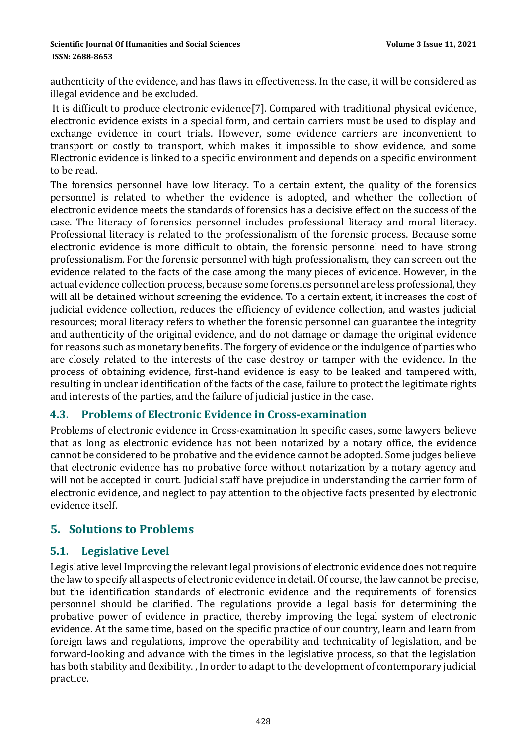authenticity of the evidence, and has flaws in effectiveness. In the case, it will be considered as illegal evidence and be excluded.

It is difficult to produce electronic evidence[7]. Compared with traditional physical evidence, electronic evidence exists in a special form, and certain carriers must be used to display and exchange evidence in court trials. However, some evidence carriers are inconvenient to transport or costly to transport, which makes it impossible to show evidence, and some Electronic evidence is linked to a specific environment and depends on a specific environment to be read.

The forensics personnel have low literacy. To a certain extent, the quality of the forensics personnel is related to whether the evidence is adopted, and whether the collection of electronic evidence meets the standards of forensics has a decisive effect on the success of the case. The literacy of forensics personnel includes professional literacy and moral literacy. Professional literacy is related to the professionalism of the forensic process. Because some electronic evidence is more difficult to obtain, the forensic personnel need to have strong professionalism. For the forensic personnel with high professionalism, they can screen out the evidence related to the facts of the case among the many pieces of evidence. However, in the actual evidence collection process, because some forensics personnel are less professional, they will all be detained without screening the evidence. To a certain extent, it increases the cost of judicial evidence collection, reduces the efficiency of evidence collection, and wastes judicial resources; moral literacy refers to whether the forensic personnel can guarantee the integrity and authenticity of the original evidence, and do not damage or damage the original evidence for reasons such as monetary benefits. The forgery of evidence or the indulgence of parties who are closely related to the interests of the case destroy or tamper with the evidence. In the process of obtaining evidence, first-hand evidence is easy to be leaked and tampered with, resulting in unclear identification of the facts of the case, failure to protect the legitimate rights and interests of the parties, and the failure of judicial justice in the case.

### 4.3. Problems of Electronic Evidence in Cross-examination

Problems of electronic evidence in Cross-examination In specific cases, some lawyers believe that as long as electronic evidence has not been notarized by a notary office, the evidence cannot be considered to be probative and the evidence cannot be adopted. Some judges believe that electronic evidence has no probative force without notarization by a notary agency and will not be accepted in court. Judicial staff have prejudice in understanding the carrier form of electronic evidence, and neglect to pay attention to the objective facts presented by electronic evidence itself.

## 5. Solutions to Problems

### 5.1. Legislative Level

Legislative level Improving the relevant legal provisions of electronic evidence does not require the law to specify all aspects of electronic evidence in detail. Of course, the law cannot be precise, but the identification standards of electronic evidence and the requirements of forensics personnel should be clarified. The regulations provide a legal basis for determining the probative power of evidence in practice, thereby improving the legal system of electronic evidence. At the same time, based on the specific practice of our country, learn and learn from foreign laws and regulations, improve the operability and technicality of legislation, and be forward-looking and advance with the times in the legislative process, so that the legislation has both stability and flexibility. , In order to adapt to the development of contemporary judicial practice.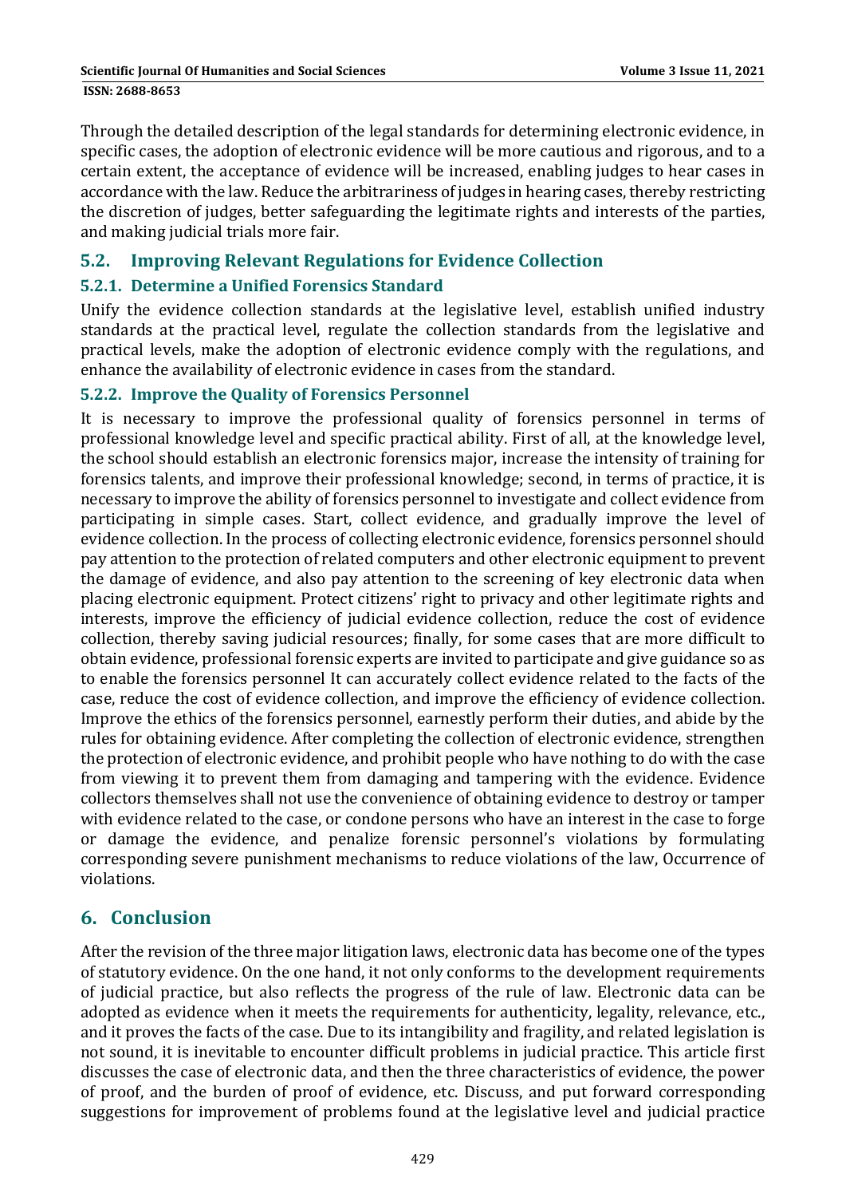Through the detailed description of the legal standards for determining electronic evidence, in specific cases, the adoption of electronic evidence will be more cautious and rigorous, and to a certain extent, the acceptance of evidence will be increased, enabling judges to hear cases in accordance with the law. Reduce the arbitrariness of judges in hearing cases, thereby restricting the discretion of judges, better safeguarding the legitimate rights and interests of the parties, and making judicial trials more fair.

## 5.2. Improving Relevant Regulations for Evidence Collection

### 5.2.1. Determine a Unified Forensics Standard

Unify the evidence collection standards at the legislative level, establish unified industry standards at the practical level, regulate the collection standards from the legislative and practical levels, make the adoption of electronic evidence comply with the regulations, and enhance the availability of electronic evidence in cases from the standard.

### 5.2.2. Improve the Quality of Forensics Personnel

It is necessary to improve the professional quality of forensics personnel in terms of professional knowledge level and specific practical ability. First of all, at the knowledge level, the school should establish an electronic forensics major, increase the intensity of training for forensics talents, and improve their professional knowledge; second, in terms of practice, it is necessary to improve the ability of forensics personnel to investigate and collect evidence from participating in simple cases. Start, collect evidence, and gradually improve the level of evidence collection. In the process of collecting electronic evidence, forensics personnel should pay attention to the protection of related computers and other electronic equipment to prevent the damage of evidence, and also pay attention to the screening of key electronic data when placing electronic equipment. Protect citizens' right to privacy and other legitimate rights and interests, improve the efficiency of judicial evidence collection, reduce the cost of evidence collection, thereby saving judicial resources; finally, for some cases that are more difficult to obtain evidence, professional forensic experts are invited to participate and give guidance so as to enable the forensics personnel It can accurately collect evidence related to the facts of the case, reduce the cost of evidence collection, and improve the efficiency of evidence collection. Improve the ethics of the forensics personnel, earnestly perform their duties, and abide by the rules for obtaining evidence. After completing the collection of electronic evidence, strengthen the protection of electronic evidence, and prohibit people who have nothing to do with the case from viewing it to prevent them from damaging and tampering with the evidence. Evidence collectors themselves shall not use the convenience of obtaining evidence to destroy or tamper with evidence related to the case, or condone persons who have an interest in the case to forge or damage the evidence, and penalize forensic personnel's violations by formulating corresponding severe punishment mechanisms to reduce violations of the law, Occurrence of violations.

# 6. Conclusion

After the revision of the three major litigation laws, electronic data has become one of the types of statutory evidence. On the one hand, it not only conforms to the development requirements of judicial practice, but also reflects the progress of the rule of law. Electronic data can be adopted as evidence when it meets the requirements for authenticity, legality, relevance, etc., and it proves the facts of the case. Due to its intangibility and fragility, and related legislation is not sound, it is inevitable to encounter difficult problems in judicial practice. This article first discusses the case of electronic data, and then the three characteristics of evidence, the power of proof, and the burden of proof of evidence, etc. Discuss, and put forward corresponding suggestions for improvement of problems found at the legislative level and judicial practice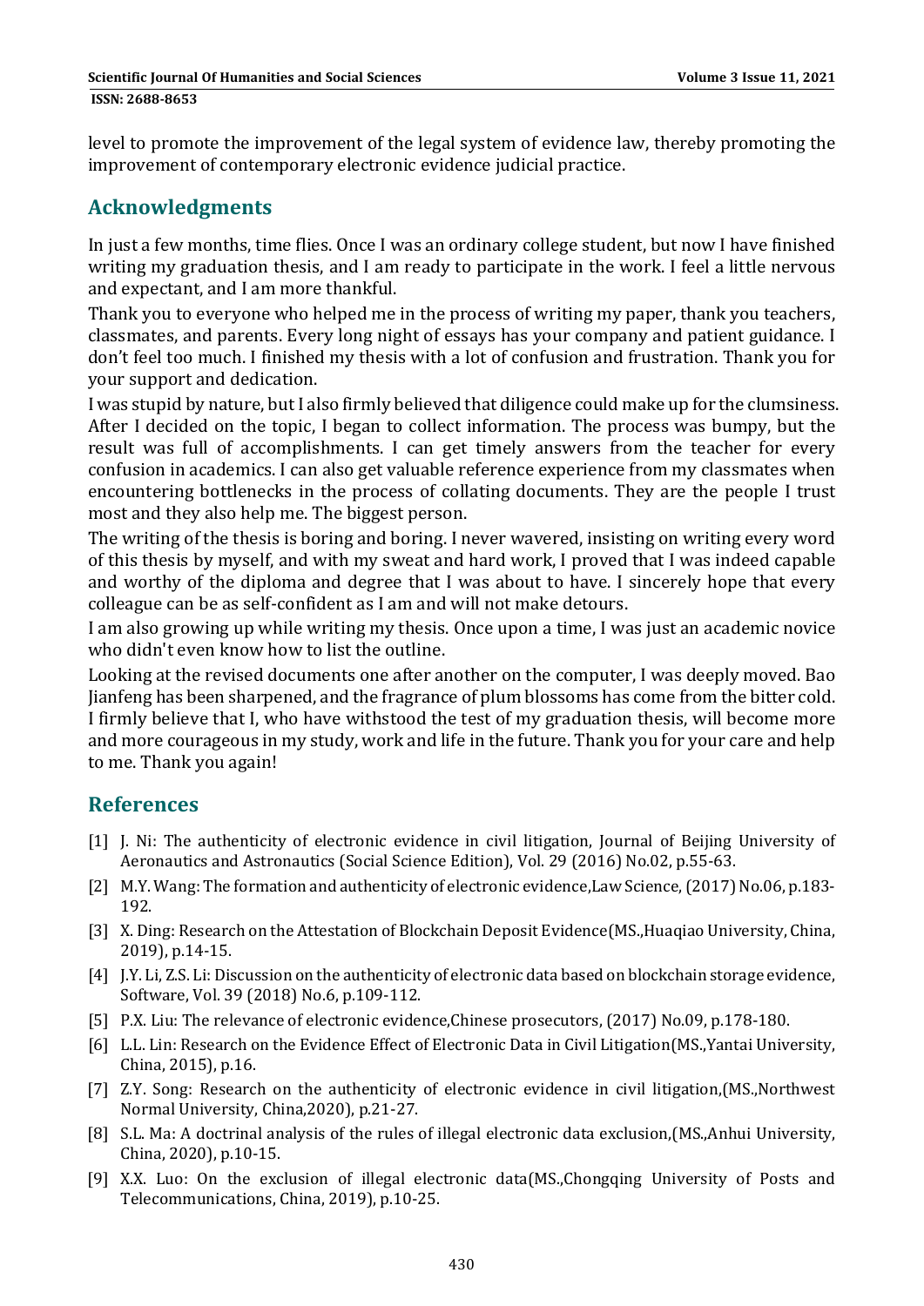level to promote the improvement of the legal system of evidence law, thereby promoting the improvement of contemporary electronic evidence judicial practice.

## Acknowledgments

In just a few months, time flies. Once I was an ordinary college student, but now I have finished writing my graduation thesis, and I am ready to participate in the work. I feel a little nervous and expectant, and I am more thankful.

Thank you to everyone who helped me in the process of writing my paper, thank you teachers, classmates, and parents. Every long night of essays has your company and patient guidance. I don't feel too much. I finished my thesis with a lot of confusion and frustration. Thank you for your support and dedication.

I was stupid by nature, but I also firmly believed that diligence could make up for the clumsiness. After I decided on the topic, I began to collect information. The process was bumpy, but the result was full of accomplishments. I can get timely answers from the teacher for every confusion in academics. I can also get valuable reference experience from my classmates when encountering bottlenecks in the process of collating documents. They are the people I trust most and they also help me. The biggest person.

The writing of the thesis is boring and boring. I never wavered, insisting on writing every word of this thesis by myself, and with my sweat and hard work, I proved that I was indeed capable and worthy of the diploma and degree that I was about to have. I sincerely hope that every colleague can be as self-confident as I am and will not make detours.

I am also growing up while writing my thesis. Once upon a time, I was just an academic novice who didn't even know how to list the outline.

Looking at the revised documents one after another on the computer, I was deeply moved. Bao Jianfeng has been sharpened, and the fragrance of plum blossoms has come from the bitter cold. I firmly believe that I, who have withstood the test of my graduation thesis, will become more and more courageous in my study, work and life in the future. Thank you for your care and help to me. Thank you again!

## References

[1] J. Ni: The authenticity of electronic evidence in civil litigation, Journal of Beijing University of Aeronautics and Astronautics (Social Science Edition), Vol. 29 (2016) No.02, p.55-63.

[2] M.Y. Wang: The formation and authenticity of electronic evidence,Law Science, (2017) No.06, p.183-192.

[3] X. Ding: Research on the Attestation of Blockchain Deposit Evidence(MS.,Huaqiao University, China, 2019), p.14-15.

[4] J.Y. Li, Z.S. Li: Discussion on the authenticity of electronic data based on blockchain storage evidence, Software, Vol. 39 (2018) No.6, p.109-112.

[5] P.X. Liu: The relevance of electronic evidence,Chinese prosecutors, (2017) No.09, p.178-180.

[6] L.L. Lin: Research on the Evidence Effect of Electronic Data in Civil Litigation(MS.,Yantai University, China, 2015), p.16.

[7] Z.Y. Song: Research on the authenticity of electronic evidence in civil litigation,(MS.,Northwest Normal University, China,2020), p.21-27.

[8] S.L. Ma: A doctrinal analysis of the rules of illegal electronic data exclusion,(MS.,Anhui University, China, 2020), p.10-15.

[9] X.X. Luo: On the exclusion of illegal electronic data(MS.,Chongqing University of Posts and Telecommunications, China, 2019), p.10-25.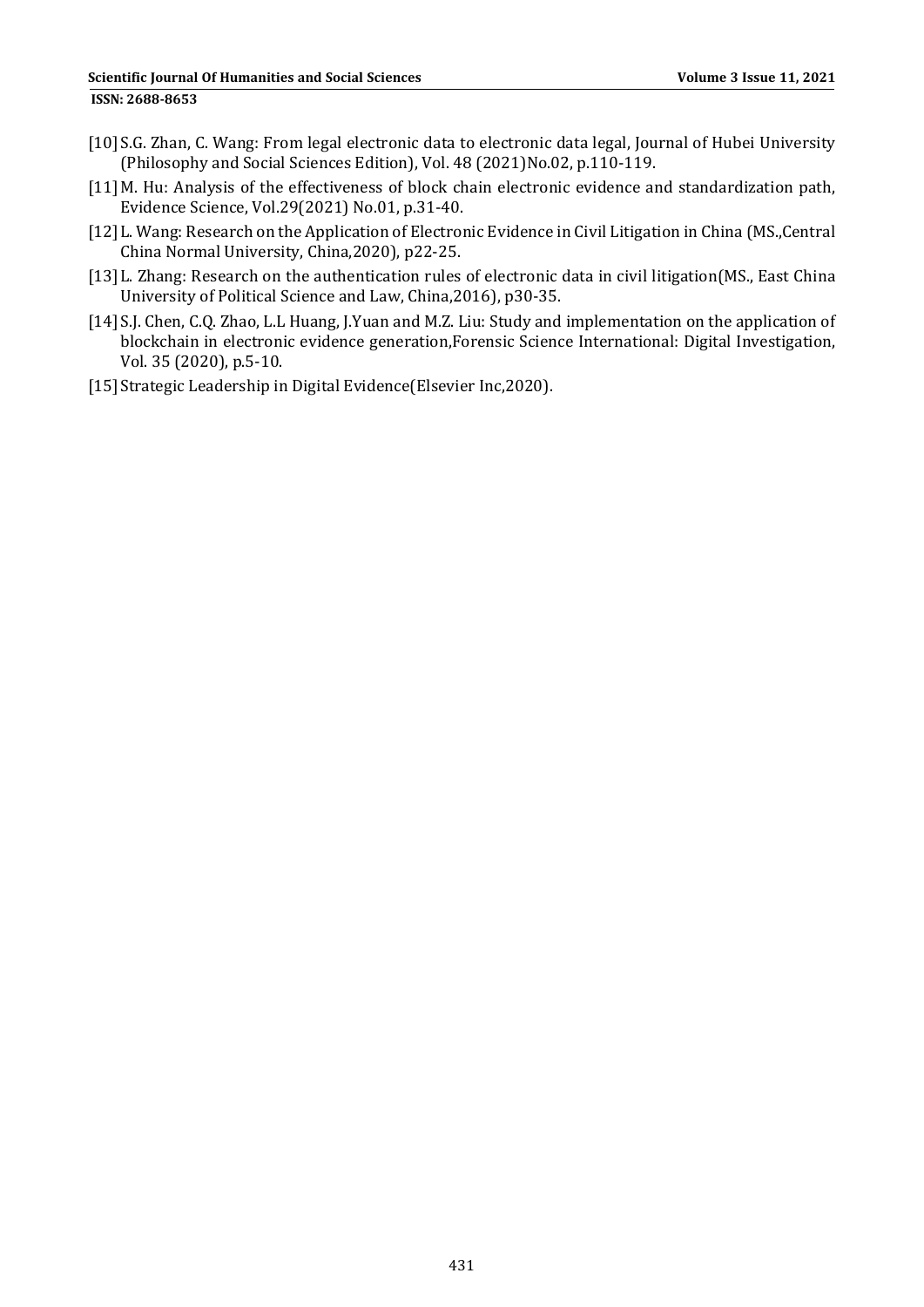[10] S.G. Zhan, C. Wang: From legal electronic data to electronic data legal, Journal of Hubei University (Philosophy and Social Sciences Edition), Vol. 48 (2021)No.02, p.110-119.

[11] M. Hu: Analysis of the effectiveness of block chain electronic evidence and standardization path, Evidence Science, Vol.29(2021) No.01, p.31-40.

[12] L. Wang: Research on the Application of Electronic Evidence in Civil Litigation in China (MS.,Central China Normal University, China,2020), p22-25.

[13] L. Zhang: Research on the authentication rules of electronic data in civil litigation(MS., East China University of Political Science and Law, China,2016), p30-35.

[14] S.J. Chen, C.Q. Zhao, L.L Huang, J.Yuan and M.Z. Liu: Study and implementation on the application of blockchain in electronic evidence generation,Forensic Science International: Digital Investigation, Vol. 35 (2020), p.5-10.

[15] Strategic Leadership in Digital Evidence(Elsevier Inc,2020).